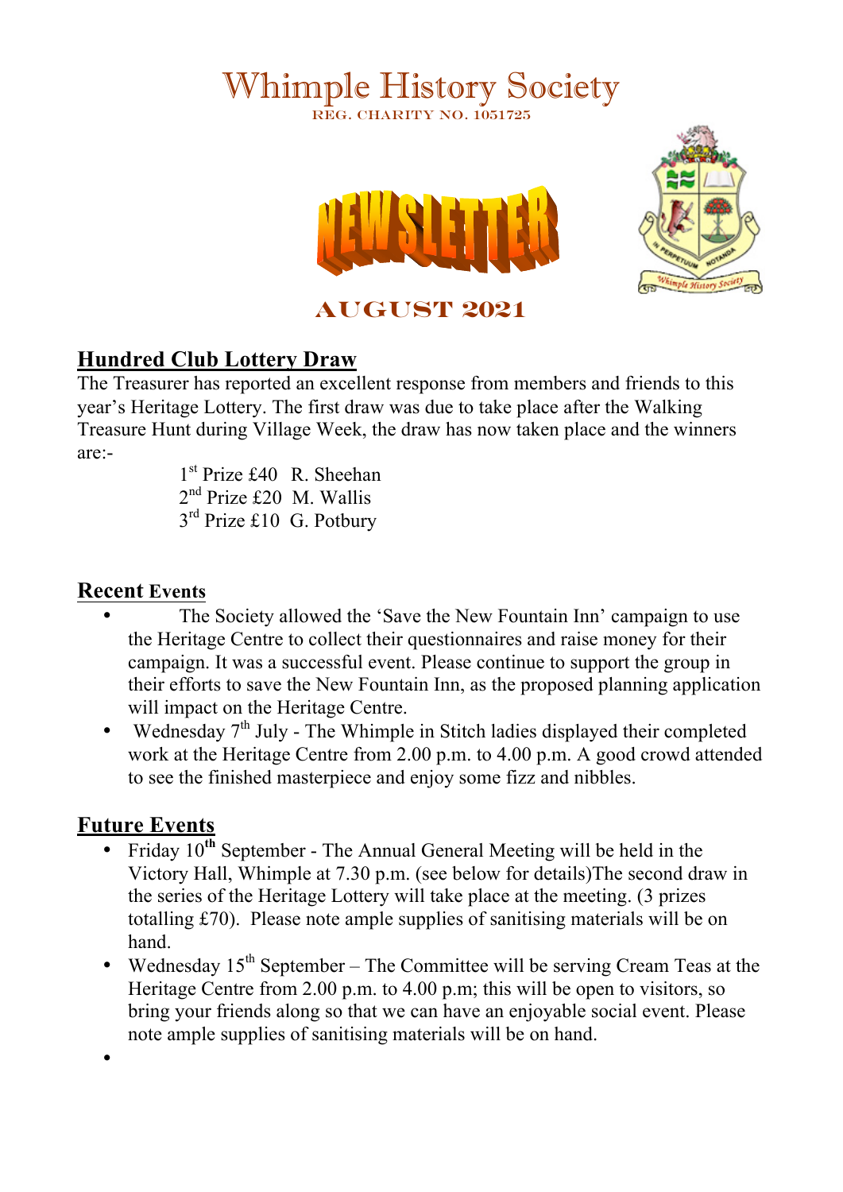# Whimple History Society

REG. CHARITY NO. 1051725

NEWSLETTER

AUGUST 2021

## Hundred Club Lottery Draw

The Treasurer has reported an excellent response from members and friends to this year's Heritage Lottery. The first draw was due to take place after the Walking Treasure Hunt during Village Week, the draw has now taken place and the winners are:-

1st Prize £40 R. Sheehan
2nd Prize £20 M. Wallis
3rd Prize £10 G. Potbury

## Recent Events

- The Society allowed the 'Save the New Fountain Inn' campaign to use the Heritage Centre to collect their questionnaires and raise money for their campaign. It was a successful event. Please continue to support the group in their efforts to save the New Fountain Inn, as the proposed planning application will impact on the Heritage Centre.
- Wednesday 7th July - The Whimple in Stitch ladies displayed their completed work at the Heritage Centre from 2.00 p.m. to 4.00 p.m. A good crowd attended to see the finished masterpiece and enjoy some fizz and nibbles.

## Future Events

- Friday 10th September - The Annual General Meeting will be held in the Victory Hall, Whimple at 7.30 p.m. (see below for details)The second draw in the series of the Heritage Lottery will take place at the meeting. (3 prizes totalling £70). Please note ample supplies of sanitising materials will be on hand.
- Wednesday 15th September – The Committee will be serving Cream Teas at the Heritage Centre from 2.00 p.m. to 4.00 p.m; this will be open to visitors, so bring your friends along so that we can have an enjoyable social event. Please note ample supplies of sanitising materials will be on hand.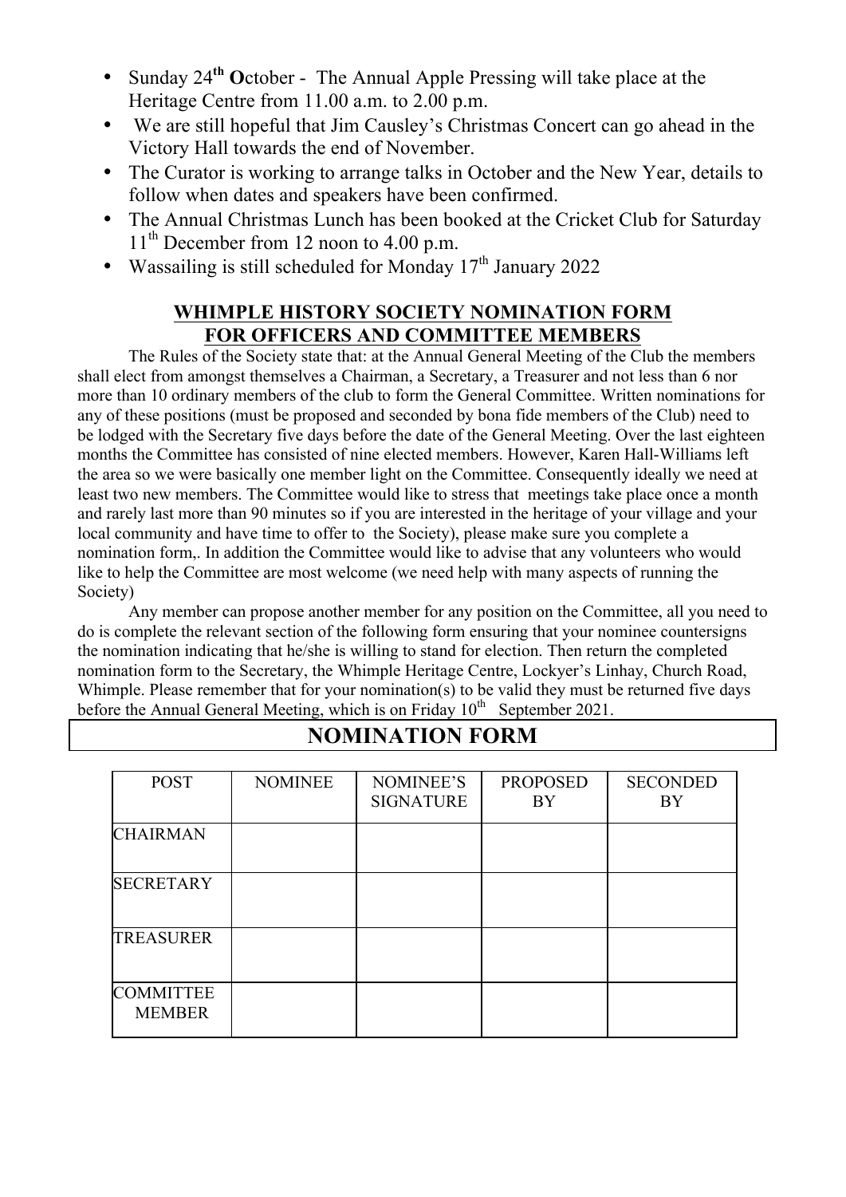- Sunday 24th **O**ctober - The Annual Apple Pressing will take place at the Heritage Centre from 11.00 a.m. to 2.00 p.m.
- We are still hopeful that Jim Causley's Christmas Concert can go ahead in the Victory Hall towards the end of November.
- The Curator is working to arrange talks in October and the New Year, details to follow when dates and speakers have been confirmed.
- The Annual Christmas Lunch has been booked at the Cricket Club for Saturday 11th December from 12 noon to 4.00 p.m.
- Wassailing is still scheduled for Monday 17th January 2022

## WHIMPLE HISTORY SOCIETY NOMINATION FORM FOR OFFICERS AND COMMITTEE MEMBERS

The Rules of the Society state that: at the Annual General Meeting of the Club the members shall elect from amongst themselves a Chairman, a Secretary, a Treasurer and not less than 6 nor more than 10 ordinary members of the club to form the General Committee. Written nominations for any of these positions (must be proposed and seconded by bona fide members of the Club) need to be lodged with the Secretary five days before the date of the General Meeting. Over the last eighteen months the Committee has consisted of nine elected members. However, Karen Hall-Williams left the area so we were basically one member light on the Committee. Consequently ideally we need at least two new members. The Committee would like to stress that meetings take place once a month and rarely last more than 90 minutes so if you are interested in the heritage of your village and your local community and have time to offer to the Society), please make sure you complete a nomination form,. In addition the Committee would like to advise that any volunteers who would like to help the Committee are most welcome (we need help with many aspects of running the Society)

Any member can propose another member for any position on the Committee, all you need to do is complete the relevant section of the following form ensuring that your nominee countersigns the nomination indicating that he/she is willing to stand for election. Then return the completed nomination form to the Secretary, the Whimple Heritage Centre, Lockyer's Linhay, Church Road, Whimple. Please remember that for your nomination(s) to be valid they must be returned five days before the Annual General Meeting, which is on Friday 10th September 2021.

## NOMINATION FORM

| POST | NOMINEE | NOMINEE'S SIGNATURE | PROPOSED BY | SECONDED BY |
| --- | --- | --- | --- | --- |
| CHAIRMAN | | | | |
| SECRETARY | | | | |
| TREASURER | | | | |
| COMMITTEE MEMBER | | | | |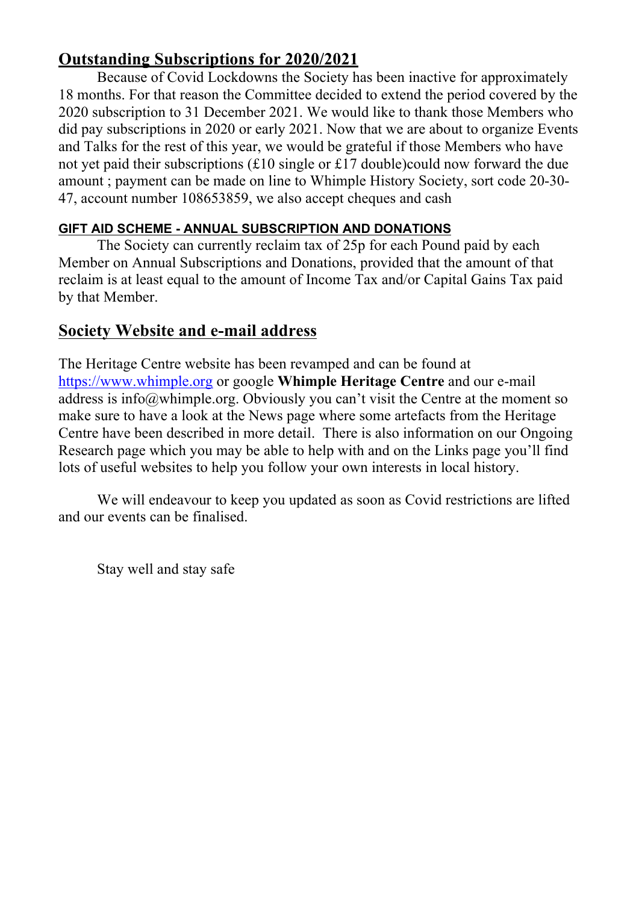## Outstanding Subscriptions for 2020/2021

Because of Covid Lockdowns the Society has been inactive for approximately 18 months. For that reason the Committee decided to extend the period covered by the 2020 subscription to 31 December 2021. We would like to thank those Members who did pay subscriptions in 2020 or early 2021. Now that we are about to organize Events and Talks for the rest of this year, we would be grateful if those Members who have not yet paid their subscriptions (£10 single or £17 double)could now forward the due amount ; payment can be made on line to Whimple History Society, sort code 20-30-47, account number 108653859, we also accept cheques and cash

### GIFT AID SCHEME - ANNUAL SUBSCRIPTION AND DONATIONS

The Society can currently reclaim tax of 25p for each Pound paid by each Member on Annual Subscriptions and Donations, provided that the amount of that reclaim is at least equal to the amount of Income Tax and/or Capital Gains Tax paid by that Member.

## Society Website and e-mail address

The Heritage Centre website has been revamped and can be found at https://www.whimple.org or google **Whimple Heritage Centre** and our e-mail address is info@whimple.org. Obviously you can't visit the Centre at the moment so make sure to have a look at the News page where some artefacts from the Heritage Centre have been described in more detail. There is also information on our Ongoing Research page which you may be able to help with and on the Links page you'll find lots of useful websites to help you follow your own interests in local history.

We will endeavour to keep you updated as soon as Covid restrictions are lifted and our events can be finalised.

Stay well and stay safe